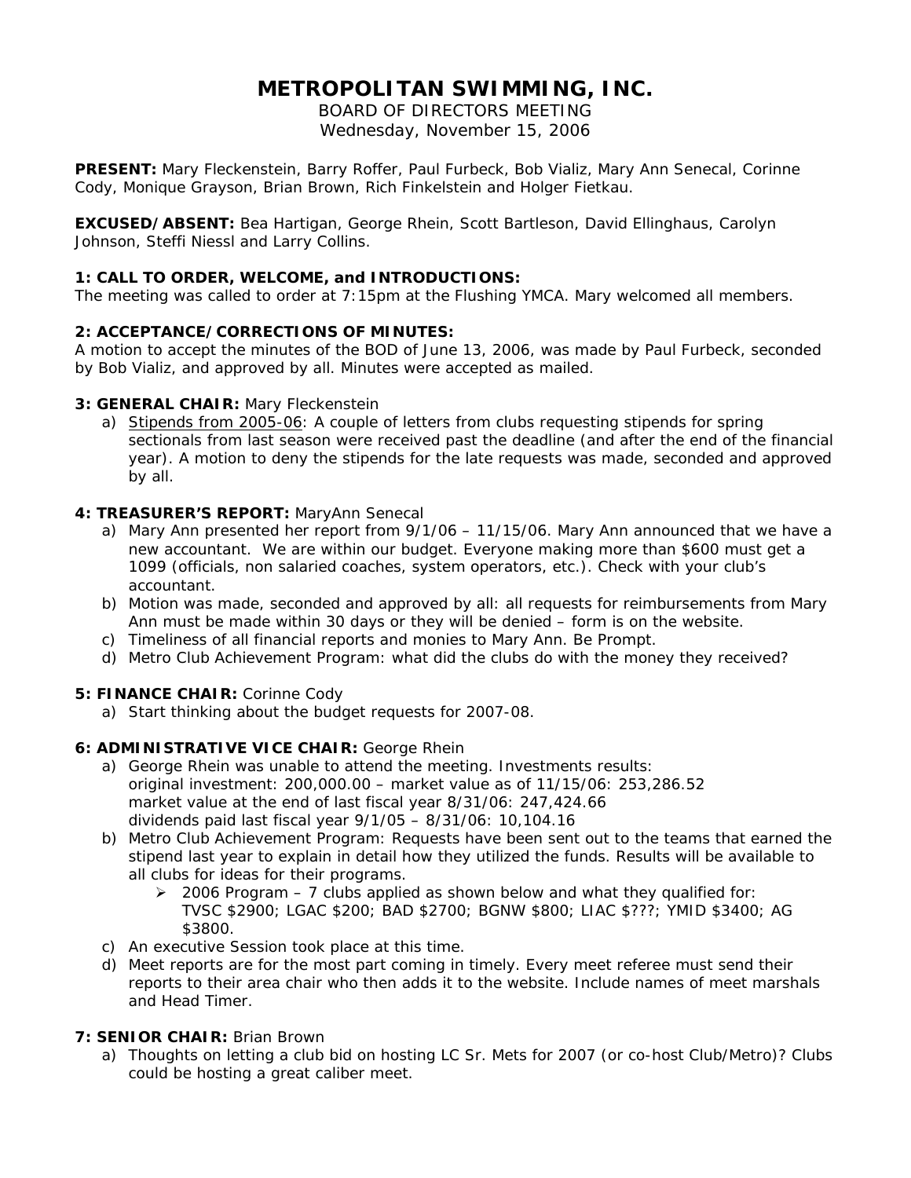# METROPOLITAN SWIMMING, INC.

BOARD OF DIRECTORS MEETING
Wednesday, November 15, 2006

**PRESENT:** Mary Fleckenstein, Barry Roffer, Paul Furbeck, Bob Vializ, Mary Ann Senecal, Corinne Cody, Monique Grayson, Brian Brown, Rich Finkelstein and Holger Fietkau.

**EXCUSED/ABSENT:** Bea Hartigan, George Rhein, Scott Bartleson, David Ellinghaus, Carolyn Johnson, Steffi Niessl and Larry Collins.

**1: CALL TO ORDER, WELCOME, and INTRODUCTIONS:**
The meeting was called to order at 7:15pm at the Flushing YMCA. Mary welcomed all members.

**2: ACCEPTANCE/CORRECTIONS OF MINUTES:**
A motion to accept the minutes of the BOD of June 13, 2006, was made by Paul Furbeck, seconded by Bob Vializ, and approved by all. Minutes were accepted as mailed.

**3: GENERAL CHAIR:** Mary Fleckenstein

a) Stipends from 2005-06: A couple of letters from clubs requesting stipends for spring sectionals from last season were received past the deadline (and after the end of the financial year). A motion to deny the stipends for the late requests was made, seconded and approved by all.

**4: TREASURER'S REPORT:** MaryAnn Senecal

a) Mary Ann presented her report from 9/1/06 – 11/15/06. Mary Ann announced that we have a new accountant. We are within our budget. Everyone making more than $600 must get a 1099 (officials, non salaried coaches, system operators, etc.). Check with your club's accountant.
b) Motion was made, seconded and approved by all: all requests for reimbursements from Mary Ann must be made within 30 days or they will be denied – form is on the website.
c) Timeliness of all financial reports and monies to Mary Ann. Be Prompt.
d) Metro Club Achievement Program: what did the clubs do with the money they received?

**5: FINANCE CHAIR:** Corinne Cody

a) Start thinking about the budget requests for 2007-08.

**6: ADMINISTRATIVE VICE CHAIR:** George Rhein

a) George Rhein was unable to attend the meeting. Investments results:
   original investment: 200,000.00 – market value as of 11/15/06: 253,286.52
   market value at the end of last fiscal year 8/31/06: 247,424.66
   dividends paid last fiscal year 9/1/05 – 8/31/06: 10,104.16
b) Metro Club Achievement Program: Requests have been sent out to the teams that earned the stipend last year to explain in detail how they utilized the funds. Results will be available to all clubs for ideas for their programs.
   - 2006 Program – 7 clubs applied as shown below and what they qualified for: TVSC $2900; LGAC $200; BAD $2700; BGNW $800; LIAC $???; YMID $3400; AG $3800.
c) An executive Session took place at this time.
d) Meet reports are for the most part coming in timely. Every meet referee must send their reports to their area chair who then adds it to the website. Include names of meet marshals and Head Timer.

**7: SENIOR CHAIR:** Brian Brown

a) Thoughts on letting a club bid on hosting LC Sr. Mets for 2007 (or co-host Club/Metro)? Clubs could be hosting a great caliber meet.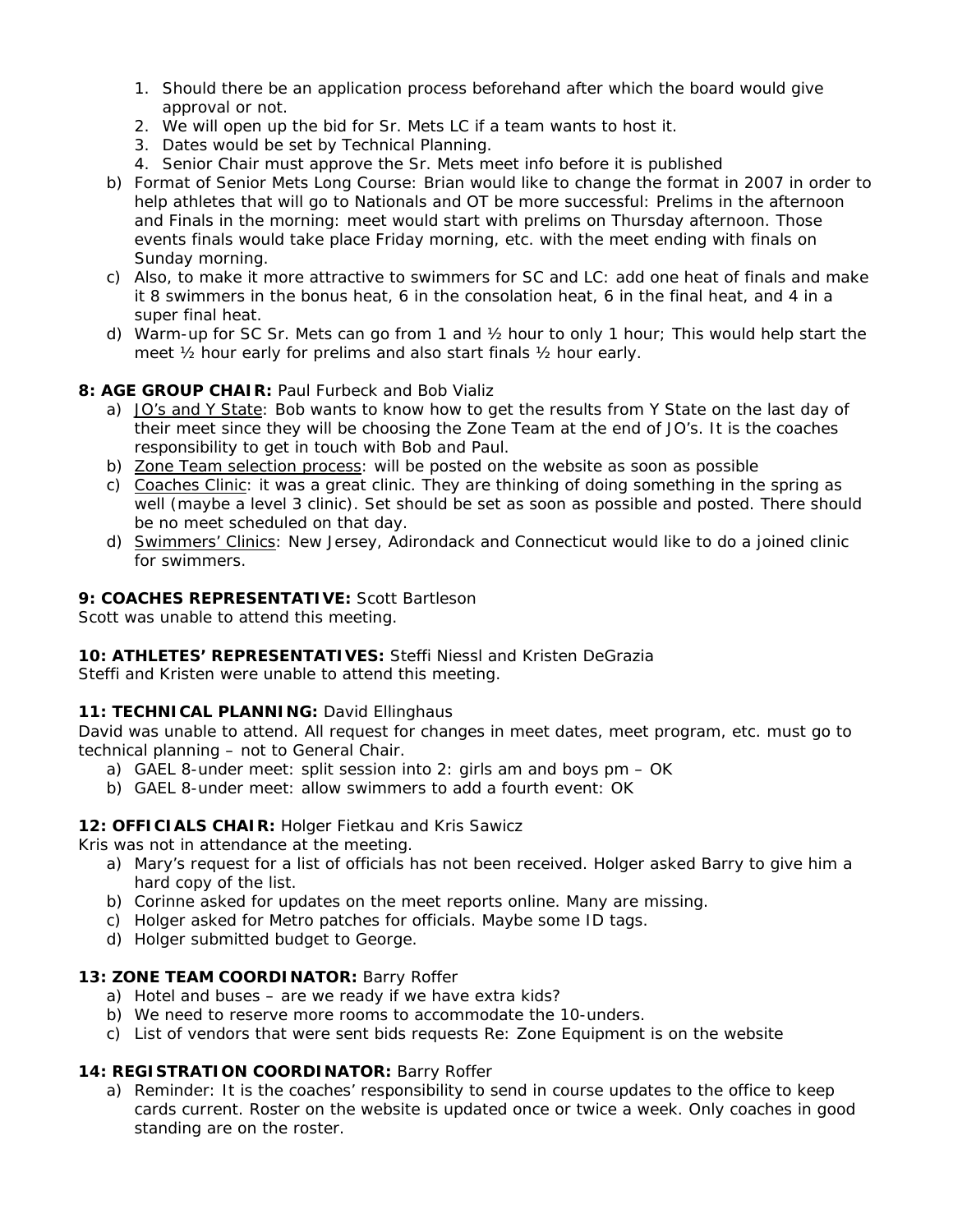1. Should there be an application process beforehand after which the board would give approval or not.
2. We will open up the bid for Sr. Mets LC if a team wants to host it.
3. Dates would be set by Technical Planning.
4. Senior Chair must approve the Sr. Mets meet info before it is published

b) Format of Senior Mets Long Course: Brian would like to change the format in 2007 in order to help athletes that will go to Nationals and OT be more successful: Prelims in the afternoon and Finals in the morning: meet would start with prelims on Thursday afternoon. Those events finals would take place Friday morning, etc. with the meet ending with finals on Sunday morning.

c) Also, to make it more attractive to swimmers for SC and LC: add one heat of finals and make it 8 swimmers in the bonus heat, 6 in the consolation heat, 6 in the final heat, and 4 in a super final heat.

d) Warm-up for SC Sr. Mets can go from 1 and ½ hour to only 1 hour; This would help start the meet ½ hour early for prelims and also start finals ½ hour early.

**8: AGE GROUP CHAIR:** Paul Furbeck and Bob Vializ

a) <u>JO's and Y State</u>: Bob wants to know how to get the results from Y State on the last day of their meet since they will be choosing the Zone Team at the end of JO's. It is the coaches responsibility to get in touch with Bob and Paul.

b) <u>Zone Team selection process</u>: will be posted on the website as soon as possible

c) <u>Coaches Clinic</u>: it was a great clinic. They are thinking of doing something in the spring as well (maybe a level 3 clinic). Set should be set as soon as possible and posted. There should be no meet scheduled on that day.

d) <u>Swimmers' Clinics</u>: New Jersey, Adirondack and Connecticut would like to do a joined clinic for swimmers.

**9: COACHES REPRESENTATIVE:** Scott Bartleson

Scott was unable to attend this meeting.

**10: ATHLETES' REPRESENTATIVES:** Steffi Niessl and Kristen DeGrazia

Steffi and Kristen were unable to attend this meeting.

**11: TECHNICAL PLANNING:** David Ellinghaus

David was unable to attend. All request for changes in meet dates, meet program, etc. must go to technical planning – not to General Chair.

a) GAEL 8-under meet: split session into 2: girls am and boys pm – OK

b) GAEL 8-under meet: allow swimmers to add a fourth event: OK

**12: OFFICIALS CHAIR:** Holger Fietkau and Kris Sawicz

Kris was not in attendance at the meeting.

a) Mary's request for a list of officials has not been received. Holger asked Barry to give him a hard copy of the list.

b) Corinne asked for updates on the meet reports online. Many are missing.

c) Holger asked for Metro patches for officials. Maybe some ID tags.

d) Holger submitted budget to George.

**13: ZONE TEAM COORDINATOR:** Barry Roffer

a) Hotel and buses – are we ready if we have extra kids?

b) We need to reserve more rooms to accommodate the 10-unders.

c) List of vendors that were sent bids requests Re: Zone Equipment is on the website

**14: REGISTRATION COORDINATOR:** Barry Roffer

a) Reminder: It is the coaches' responsibility to send in course updates to the office to keep cards current. Roster on the website is updated once or twice a week. Only coaches in good standing are on the roster.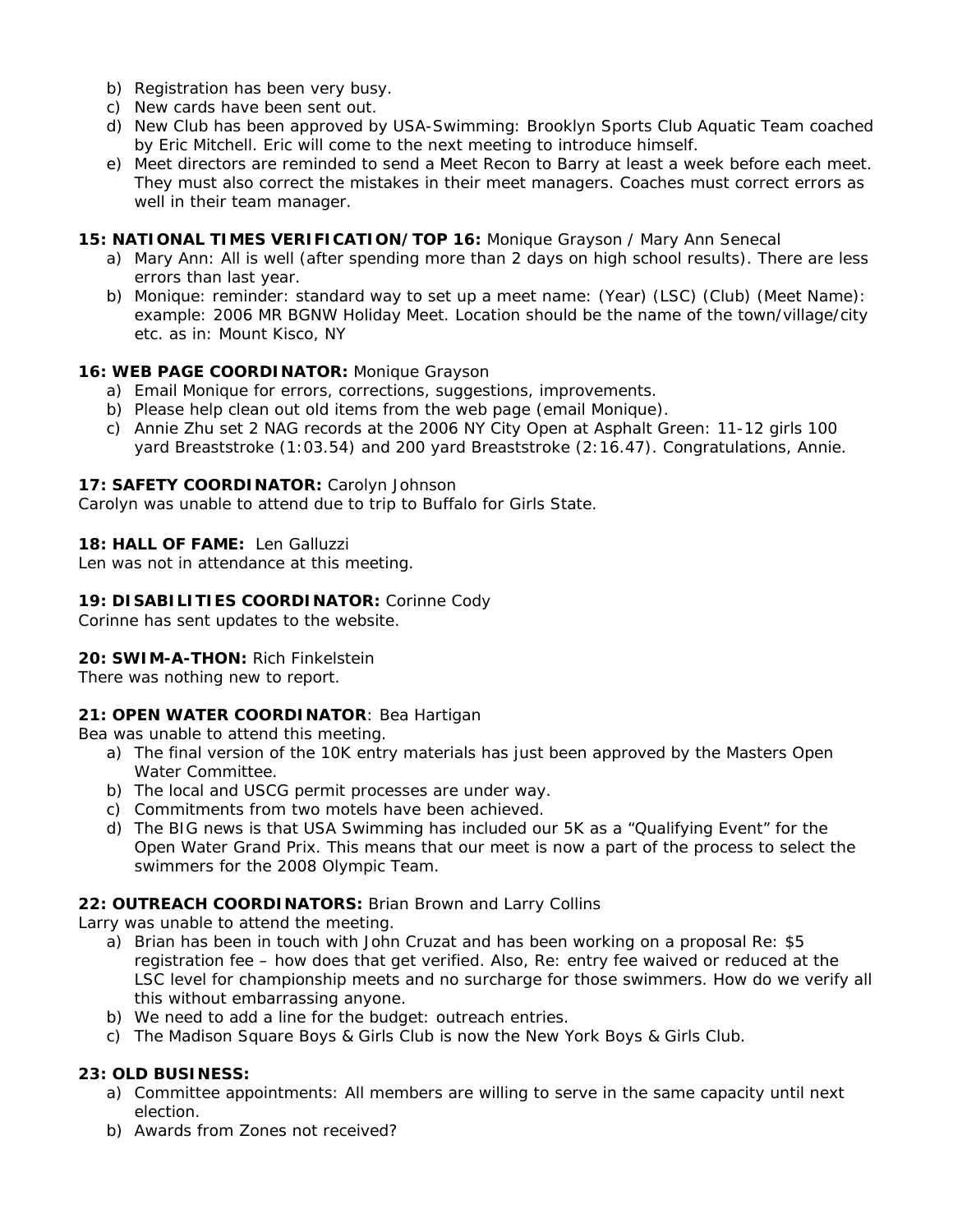b) Registration has been very busy.
c) New cards have been sent out.
d) New Club has been approved by USA-Swimming: Brooklyn Sports Club Aquatic Team coached by Eric Mitchell. Eric will come to the next meeting to introduce himself.
e) Meet directors are reminded to send a Meet Recon to Barry at least a week before each meet. They must also correct the mistakes in their meet managers. Coaches must correct errors as well in their team manager.

**15: NATIONAL TIMES VERIFICATION/TOP 16:** Monique Grayson / Mary Ann Senecal

a) Mary Ann: All is well (after spending more than 2 days on high school results). There are less errors than last year.
b) Monique: reminder: standard way to set up a meet name: (Year) (LSC) (Club) (Meet Name): example: 2006 MR BGNW Holiday Meet. Location should be the name of the town/village/city etc. as in: Mount Kisco, NY

**16: WEB PAGE COORDINATOR:** Monique Grayson

a) Email Monique for errors, corrections, suggestions, improvements.
b) Please help clean out old items from the web page (email Monique).
c) Annie Zhu set 2 NAG records at the 2006 NY City Open at Asphalt Green: 11-12 girls 100 yard Breaststroke (1:03.54) and 200 yard Breaststroke (2:16.47). Congratulations, Annie.

**17: SAFETY COORDINATOR:** Carolyn Johnson

Carolyn was unable to attend due to trip to Buffalo for Girls State.

**18: HALL OF FAME:** Len Galluzzi

Len was not in attendance at this meeting.

**19: DISABILITIES COORDINATOR:** Corinne Cody

Corinne has sent updates to the website.

**20: SWIM-A-THON:** Rich Finkelstein

There was nothing new to report.

**21: OPEN WATER COORDINATOR**: Bea Hartigan

Bea was unable to attend this meeting.

a) The final version of the 10K entry materials has just been approved by the Masters Open Water Committee.
b) The local and USCG permit processes are under way.
c) Commitments from two motels have been achieved.
d) The BIG news is that USA Swimming has included our 5K as a "Qualifying Event" for the Open Water Grand Prix. This means that our meet is now a part of the process to select the swimmers for the 2008 Olympic Team.

**22: OUTREACH COORDINATORS:** Brian Brown and Larry Collins

Larry was unable to attend the meeting.

a) Brian has been in touch with John Cruzat and has been working on a proposal Re: $5 registration fee – how does that get verified. Also, Re: entry fee waived or reduced at the LSC level for championship meets and no surcharge for those swimmers. How do we verify all this without embarrassing anyone.
b) We need to add a line for the budget: outreach entries.
c) The Madison Square Boys & Girls Club is now the New York Boys & Girls Club.

**23: OLD BUSINESS:**

a) Committee appointments: All members are willing to serve in the same capacity until next election.
b) Awards from Zones not received?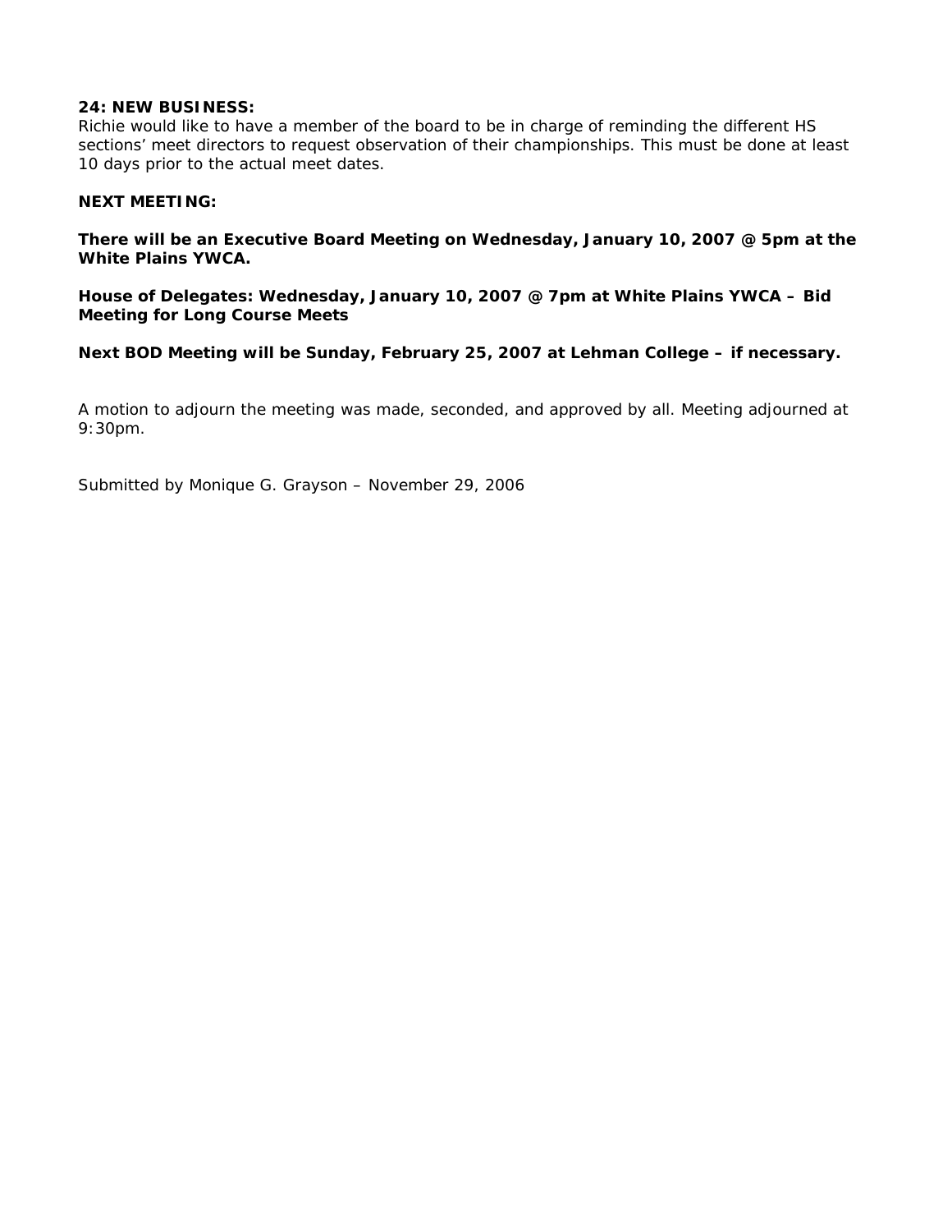**24: NEW BUSINESS:**
Richie would like to have a member of the board to be in charge of reminding the different HS sections' meet directors to request observation of their championships. This must be done at least 10 days prior to the actual meet dates.

**NEXT MEETING:**

**There will be an Executive Board Meeting on Wednesday, January 10, 2007 @ 5pm at the White Plains YWCA.**

**House of Delegates: Wednesday, January 10, 2007 @ 7pm at White Plains YWCA – Bid Meeting for Long Course Meets**

**Next BOD Meeting will be Sunday, February 25, 2007 at Lehman College – if necessary.**

A motion to adjourn the meeting was made, seconded, and approved by all. Meeting adjourned at 9:30pm.

Submitted by Monique G. Grayson – November 29, 2006